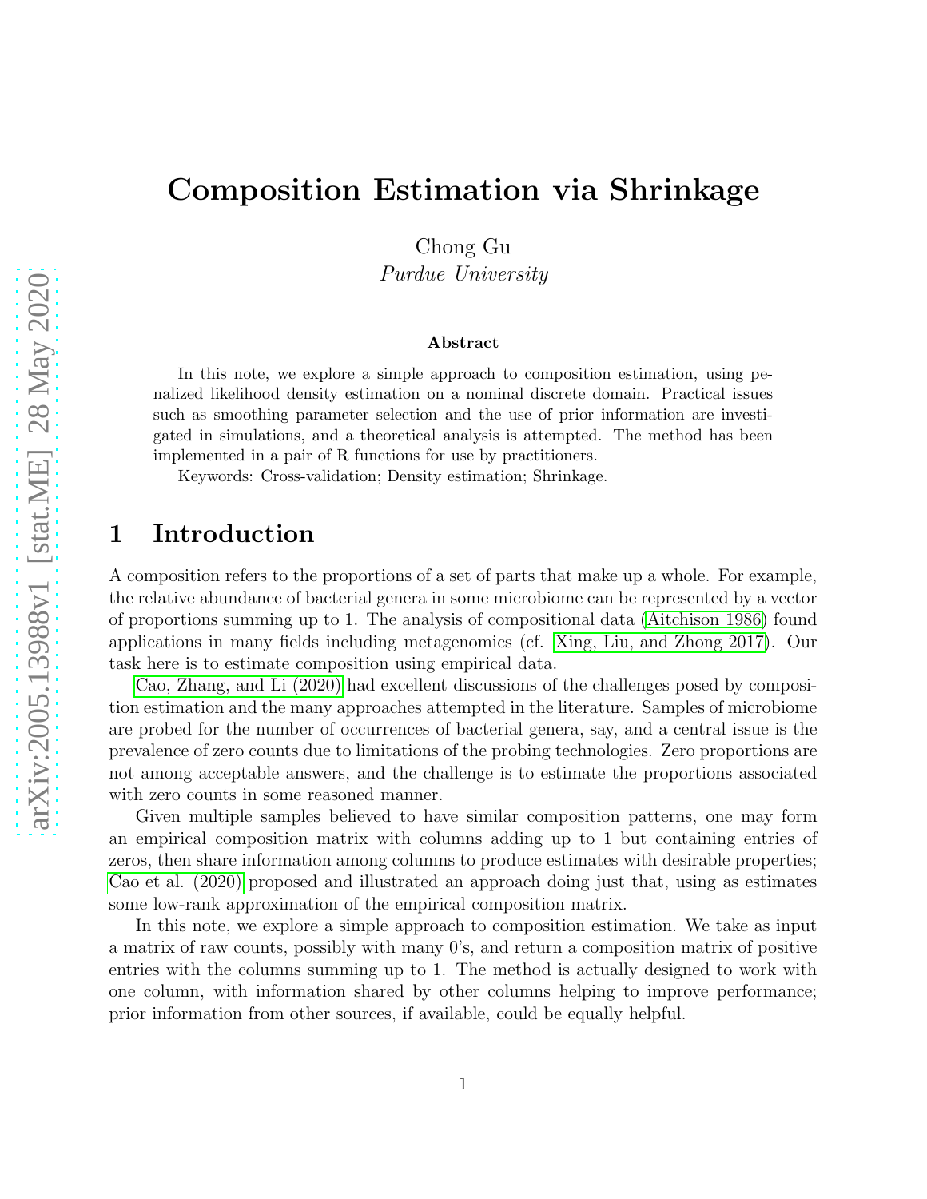# Composition Estimation via Shrinkage

Chong Gu

*Purdue University*

### Abstract

In this note, we explore a simple approach to composition estimation, using penalized likelihood density estimation on a nominal discrete domain. Practical issues such as smoothing parameter selection and the use of prior information are investigated in simulations, and a theoretical analysis is attempted. The method has been implemented in a pair of R functions for use by practitioners.

Keywords: Cross-validation; Density estimation; Shrinkage.

## 1 Introduction

A composition refers to the proportions of a set of parts that make up a whole. For example, the relative abundance of bacterial genera in some microbiome can be represented by a vector of proportions summing up to 1. The analysis of compositional data (Aitchison 1986) found applications in many fields including metagenomics (cf. Xing, Liu, and Zhong 2017). Our task here is to estimate composition using empirical data.

Cao, Zhang, and Li (2020) had excellent discussions of the challenges posed by composition estimation and the many approaches attempted in the literature. Samples of microbiome are probed for the number of occurrences of bacterial genera, say, and a central issue is the prevalence of zero counts due to limitations of the probing technologies. Zero proportions are not among acceptable answers, and the challenge is to estimate the proportions associated with zero counts in some reasoned manner.

Given multiple samples believed to have similar composition patterns, one may form an empirical composition matrix with columns adding up to 1 but containing entries of zeros, then share information among columns to produce estimates with desirable properties; Cao et al. (2020) proposed and illustrated an approach doing just that, using as estimates some low-rank approximation of the empirical composition matrix.

In this note, we explore a simple approach to composition estimation. We take as input a matrix of raw counts, possibly with many 0's, and return a composition matrix of positive entries with the columns summing up to 1. The method is actually designed to work with one column, with information shared by other columns helping to improve performance; prior information from other sources, if available, could be equally helpful.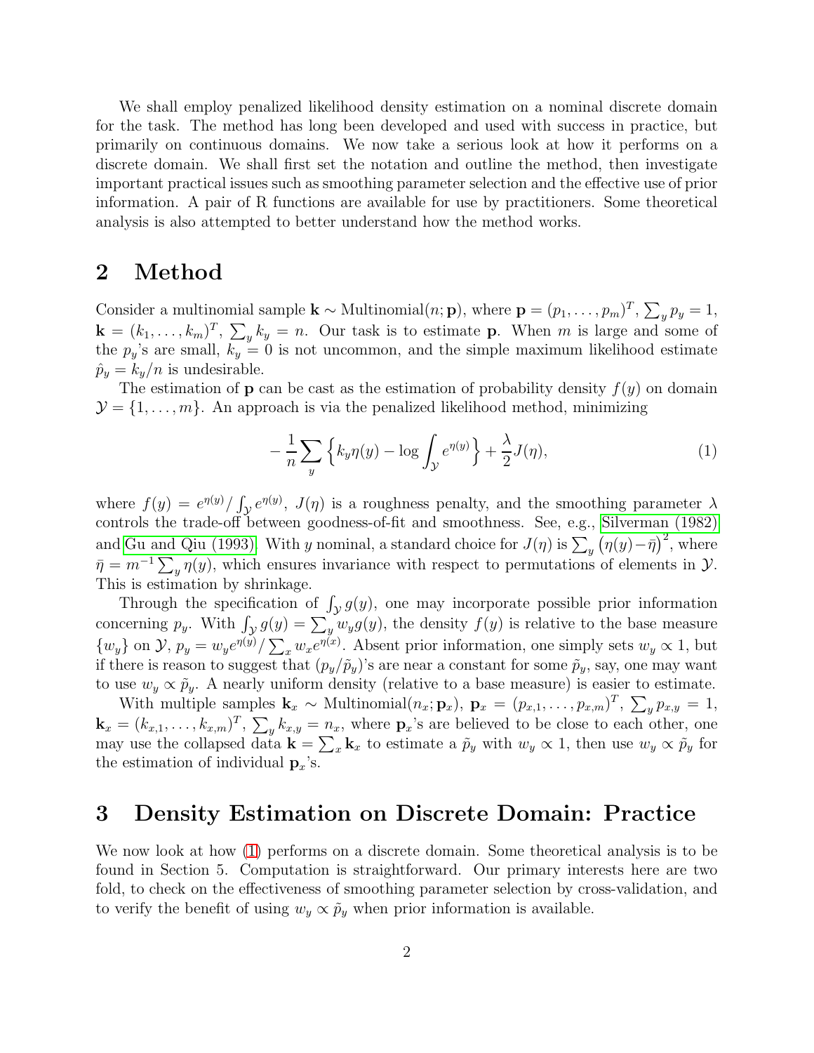We shall employ penalized likelihood density estimation on a nominal discrete domain for the task. The method has long been developed and used with success in practice, but primarily on continuous domains. We now take a serious look at how it performs on a discrete domain. We shall first set the notation and outline the method, then investigate important practical issues such as smoothing parameter selection and the effective use of prior information. A pair of R functions are available for use by practitioners. Some theoretical analysis is also attempted to better understand how the method works.

## 2 Method

Consider a multinomial sample $\mathbf{k} \sim \text{Multinomial}(n; \mathbf{p})$, where $\mathbf{p} = (p_1, \ldots, p_m)^T$, $\sum_y p_y = 1$, $\mathbf{k} = (k_1, \ldots, k_m)^T$, $\sum_y k_y = n$. Our task is to estimate $\mathbf{p}$. When $m$ is large and some of the $p_y$'s are small, $k_y = 0$ is not uncommon, and the simple maximum likelihood estimate $\hat{p}_y = k_y/n$ is undesirable.

The estimation of $\mathbf{p}$ can be cast as the estimation of probability density $f(y)$ on domain $\mathcal{Y} = \{1, \ldots, m\}$. An approach is via the penalized likelihood method, minimizing

$$-\frac{1}{n}\sum_y \Big\{ k_y \eta(y) - \log \int_{\mathcal{Y}} e^{\eta(y)} \Big\} + \frac{\lambda}{2} J(\eta), \tag{1}$$

where $f(y) = e^{\eta(y)} / \int_{\mathcal{Y}} e^{\eta(y)}$, $J(\eta)$ is a roughness penalty, and the smoothing parameter $\lambda$ controls the trade-off between goodness-of-fit and smoothness. See, e.g., Silverman (1982) and Gu and Qiu (1993). With $y$ nominal, a standard choice for $J(\eta)$ is $\sum_y \big(\eta(y) - \bar{\eta}\big)^2$, where $\bar{\eta} = m^{-1}\sum_y \eta(y)$, which ensures invariance with respect to permutations of elements in $\mathcal{Y}$. This is estimation by shrinkage.

Through the specification of $\int_{\mathcal{Y}} g(y)$, one may incorporate possible prior information concerning $p_y$. With $\int_{\mathcal{Y}} g(y) = \sum_y w_y g(y)$, the density $f(y)$ is relative to the base measure $\{w_y\}$ on $\mathcal{Y}$, $p_y = w_y e^{\eta(y)} / \sum_x w_x e^{\eta(x)}$. Absent prior information, one simply sets $w_y \propto 1$, but if there is reason to suggest that $(p_y/\tilde{p}_y)$'s are near a constant for some $\tilde{p}_y$, say, one may want to use $w_y \propto \tilde{p}_y$. A nearly uniform density (relative to a base measure) is easier to estimate.

With multiple samples $\mathbf{k}_x \sim \text{Multinomial}(n_x; \mathbf{p}_x)$, $\mathbf{p}_x = (p_{x,1}, \ldots, p_{x,m})^T$, $\sum_y p_{x,y} = 1$, $\mathbf{k}_x = (k_{x,1}, \ldots, k_{x,m})^T$, $\sum_y k_{x,y} = n_x$, where $\mathbf{p}_x$'s are believed to be close to each other, one may use the collapsed data $\mathbf{k} = \sum_x \mathbf{k}_x$ to estimate a $\tilde{p}_y$ with $w_y \propto 1$, then use $w_y \propto \tilde{p}_y$ for the estimation of individual $\mathbf{p}_x$'s.

## 3 Density Estimation on Discrete Domain: Practice

We now look at how (1) performs on a discrete domain. Some theoretical analysis is to be found in Section 5. Computation is straightforward. Our primary interests here are two fold, to check on the effectiveness of smoothing parameter selection by cross-validation, and to verify the benefit of using $w_y \propto \tilde{p}_y$ when prior information is available.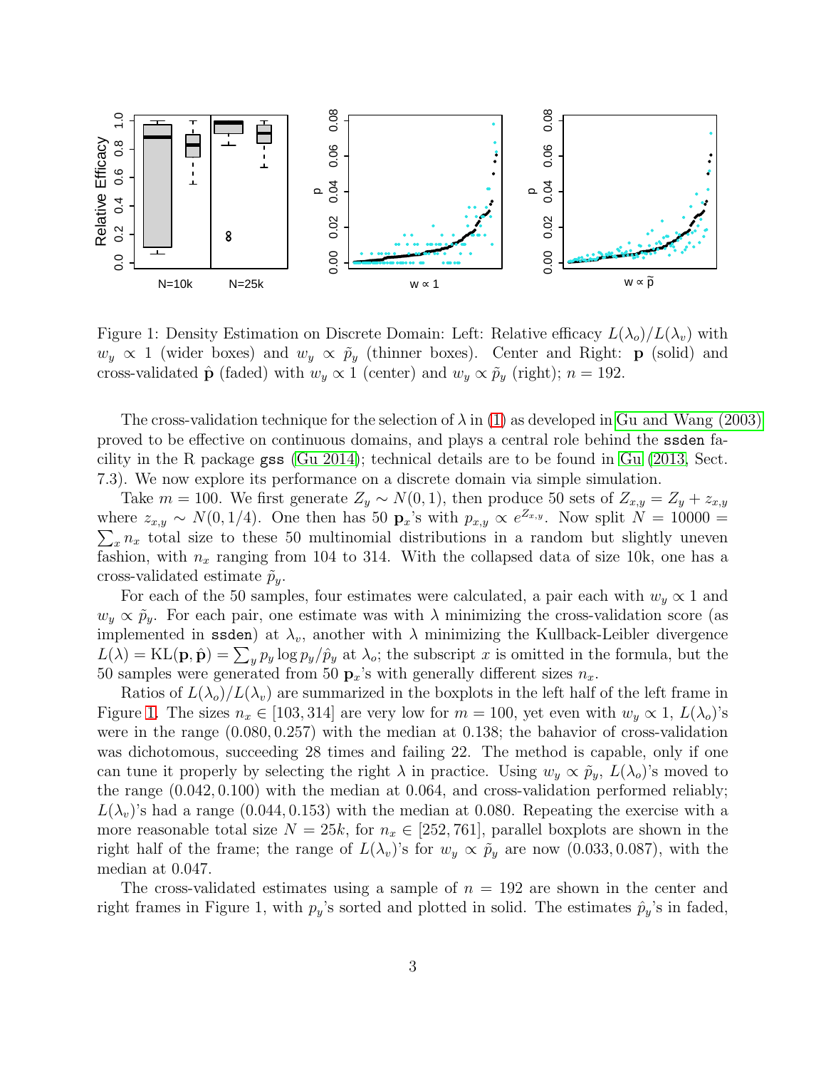Figure 1: Density Estimation on Discrete Domain: Left: Relative efficacy $L(\lambda_o)/L(\lambda_v)$ with $w_y \propto 1$ (wider boxes) and $w_y \propto \tilde{p}_y$ (thinner boxes). Center and Right: $\mathbf{p}$ (solid) and cross-validated $\hat{\mathbf{p}}$ (faded) with $w_y \propto 1$ (center) and $w_y \propto \tilde{p}_y$ (right); $n = 192$.

The cross-validation technique for the selection of $\lambda$ in (1) as developed in Gu and Wang (2003) proved to be effective on continuous domains, and plays a central role behind the `ssden` facility in the R package `gss` (Gu 2014); technical details are to be found in Gu (2013, Sect. 7.3). We now explore its performance on a discrete domain via simple simulation.

Take $m = 100$. We first generate $Z_y \sim N(0, 1)$, then produce 50 sets of $Z_{x,y} = Z_y + z_{x,y}$ where $z_{x,y} \sim N(0, 1/4)$. One then has 50 $\mathbf{p}_x$'s with $p_{x,y} \propto e^{Z_{x,y}}$. Now split $N = 10000 = \sum_x n_x$ total size to these 50 multinomial distributions in a random but slightly uneven fashion, with $n_x$ ranging from 104 to 314. With the collapsed data of size 10k, one has a cross-validated estimate $\tilde{p}_y$.

For each of the 50 samples, four estimates were calculated, a pair each with $w_y \propto 1$ and $w_y \propto \tilde{p}_y$. For each pair, one estimate was with $\lambda$ minimizing the cross-validation score (as implemented in `ssden`) at $\lambda_v$, another with $\lambda$ minimizing the Kullback-Leibler divergence $L(\lambda) = \mathrm{KL}(\mathbf{p}, \hat{\mathbf{p}}) = \sum_y p_y \log p_y/\hat{p}_y$ at $\lambda_o$; the subscript $x$ is omitted in the formula, but the 50 samples were generated from 50 $\mathbf{p}_x$'s with generally different sizes $n_x$.

Ratios of $L(\lambda_o)/L(\lambda_v)$ are summarized in the boxplots in the left half of the left frame in Figure 1. The sizes $n_x \in [103, 314]$ are very low for $m = 100$, yet even with $w_y \propto 1$, $L(\lambda_o)$'s were in the range $(0.080, 0.257)$ with the median at 0.138; the behavior of cross-validation was dichotomous, succeeding 28 times and failing 22. The method is capable, only if one can tune it properly by selecting the right $\lambda$ in practice. Using $w_y \propto \tilde{p}_y$, $L(\lambda_o)$'s moved to the range $(0.042, 0.100)$ with the median at 0.064, and cross-validation performed reliably; $L(\lambda_v)$'s had a range $(0.044, 0.153)$ with the median at 0.080. Repeating the exercise with a more reasonable total size $N = 25k$, for $n_x \in [252, 761]$, parallel boxplots are shown in the right half of the frame; the range of $L(\lambda_v)$'s for $w_y \propto \tilde{p}_y$ are now $(0.033, 0.087)$, with the median at 0.047.

The cross-validated estimates using a sample of $n = 192$ are shown in the center and right frames in Figure 1, with $p_y$'s sorted and plotted in solid. The estimates $\hat{p}_y$'s in faded,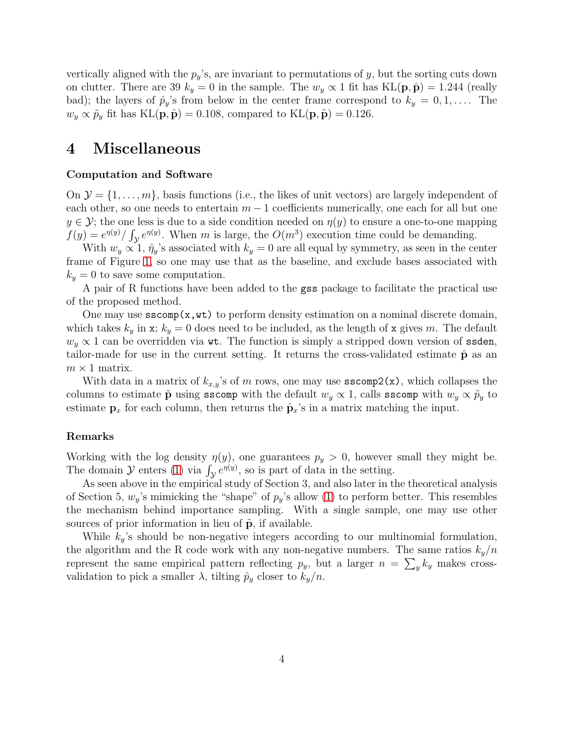vertically aligned with the $p_y$'s, are invariant to permutations of $y$, but the sorting cuts down on clutter. There are 39 $k_y = 0$ in the sample. The $w_y \propto 1$ fit has $\mathrm{KL}(\mathbf{p}, \hat{\mathbf{p}}) = 1.244$ (really bad); the layers of $\hat{p}_y$'s from below in the center frame correspond to $k_y = 0, 1, \ldots$. The $w_y \propto \tilde{p}_y$ fit has $\mathrm{KL}(\mathbf{p}, \hat{\mathbf{p}}) = 0.108$, compared to $\mathrm{KL}(\mathbf{p}, \tilde{\mathbf{p}}) = 0.126$.

# 4 Miscellaneous

### Computation and Software

On $\mathcal{Y} = \{1, \ldots, m\}$, basis functions (i.e., the likes of unit vectors) are largely independent of each other, so one needs to entertain $m - 1$ coefficients numerically, one each for all but one $y \in \mathcal{Y}$; the one less is due to a side condition needed on $\eta(y)$ to ensure a one-to-one mapping $f(y) = e^{\eta(y)} / \int_{\mathcal{Y}} e^{\eta(y)}$. When $m$ is large, the $O(m^3)$ execution time could be demanding.

With $w_y \propto 1$, $\hat{\eta}_y$'s associated with $k_y = 0$ are all equal by symmetry, as seen in the center frame of Figure 1, so one may use that as the baseline, and exclude bases associated with $k_y = 0$ to save some computation.

A pair of R functions have been added to the `gss` package to facilitate the practical use of the proposed method.

One may use `sscomp(x,wt)` to perform density estimation on a nominal discrete domain, which takes $k_y$ in `x`; $k_y = 0$ does need to be included, as the length of `x` gives $m$. The default $w_y \propto 1$ can be overridden via `wt`. The function is simply a stripped down version of `ssden`, tailor-made for use in the current setting. It returns the cross-validated estimate $\hat{\mathbf{p}}$ as an $m \times 1$ matrix.

With data in a matrix of $k_{x,y}$'s of $m$ rows, one may use `sscomp2(x)`, which collapses the columns to estimate $\tilde{\mathbf{p}}$ using `sscomp` with the default $w_y \propto 1$, calls `sscomp` with $w_y \propto \tilde{p}_y$ to estimate $\mathbf{p}_x$ for each column, then returns the $\hat{\mathbf{p}}_x$'s in a matrix matching the input.

### Remarks

Working with the log density $\eta(y)$, one guarantees $p_y > 0$, however small they might be. The domain $\mathcal{Y}$ enters (1) via $\int_{\mathcal{Y}} e^{\eta(y)}$, so is part of data in the setting.

As seen above in the empirical study of Section 3, and also later in the theoretical analysis of Section 5, $w_y$'s mimicking the "shape" of $p_y$'s allow (1) to perform better. This resembles the mechanism behind importance sampling. With a single sample, one may use other sources of prior information in lieu of $\tilde{\mathbf{p}}$, if available.

While $k_y$'s should be non-negative integers according to our multinomial formulation, the algorithm and the R code work with any non-negative numbers. The same ratios $k_y/n$ represent the same empirical pattern reflecting $p_y$, but a larger $n = \sum_y k_y$ makes cross-validation to pick a smaller $\lambda$, tilting $\hat{p}_y$ closer to $k_y/n$.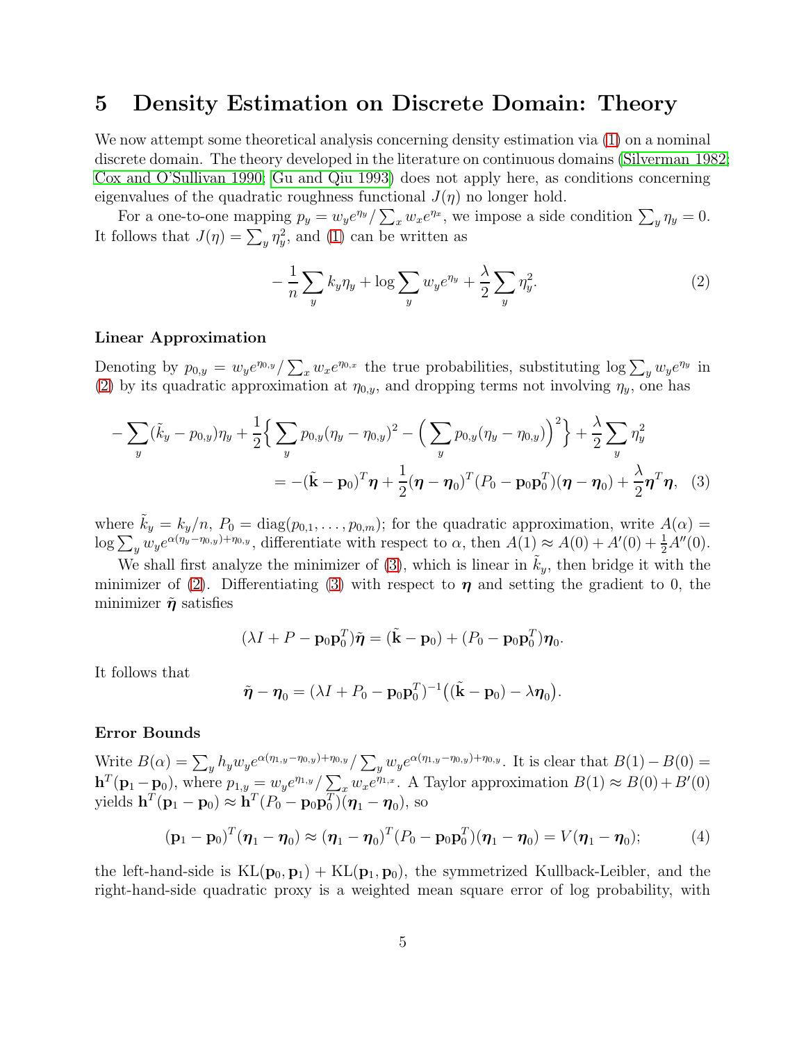# 5 Density Estimation on Discrete Domain: Theory

We now attempt some theoretical analysis concerning density estimation via (1) on a nominal discrete domain. The theory developed in the literature on continuous domains (Silverman 1982; Cox and O'Sullivan 1990; Gu and Qiu 1993) does not apply here, as conditions concerning eigenvalues of the quadratic roughness functional $J(\eta)$ no longer hold.

For a one-to-one mapping $p_y = w_y e^{\eta_y} / \sum_x w_x e^{\eta_x}$, we impose a side condition $\sum_y \eta_y = 0$. It follows that $J(\eta) = \sum_y \eta_y^2$, and (1) can be written as

$$-\frac{1}{n}\sum_y k_y \eta_y + \log \sum_y w_y e^{\eta_y} + \frac{\lambda}{2}\sum_y \eta_y^2. \tag{2}$$

### Linear Approximation

Denoting by $p_{0,y} = w_y e^{\eta_{0,y}} / \sum_x w_x e^{\eta_{0,x}}$ the true probabilities, substituting $\log \sum_y w_y e^{\eta_y}$ in (2) by its quadratic approximation at $\eta_{0,y}$, and dropping terms not involving $\eta_y$, one has

$$\begin{aligned}
-\sum_y (\tilde{k}_y - p_{0,y})\eta_y + \frac{1}{2}\Big\{ \sum_y p_{0,y}(\eta_y - \eta_{0,y})^2 - \Big( \sum_y p_{0,y}(\eta_y - \eta_{0,y}) \Big)^2 \Big\} + \frac{\lambda}{2}\sum_y \eta_y^2 \\
= -(\tilde{\mathbf{k}} - \mathbf{p}_0)^T \boldsymbol{\eta} + \frac{1}{2}(\boldsymbol{\eta} - \boldsymbol{\eta}_0)^T (P_0 - \mathbf{p}_0\mathbf{p}_0^T)(\boldsymbol{\eta} - \boldsymbol{\eta}_0) + \frac{\lambda}{2}\boldsymbol{\eta}^T\boldsymbol{\eta}, \quad (3)
\end{aligned}$$

where $\tilde{k}_y = k_y/n$, $P_0 = \operatorname{diag}(p_{0,1}, \dots, p_{0,m})$; for the quadratic approximation, write $A(\alpha) = \log \sum_y w_y e^{\alpha(\eta_y - \eta_{0,y}) + \eta_{0,y}}$, differentiate with respect to $\alpha$, then $A(1) \approx A(0) + A'(0) + \frac{1}{2}A''(0)$.

We shall first analyze the minimizer of (3), which is linear in $\tilde{k}_y$, then bridge it with the minimizer of (2). Differentiating (3) with respect to $\boldsymbol{\eta}$ and setting the gradient to 0, the minimizer $\tilde{\boldsymbol{\eta}}$ satisfies

$$(\lambda I + P - \mathbf{p}_0\mathbf{p}_0^T)\tilde{\boldsymbol{\eta}} = (\tilde{\mathbf{k}} - \mathbf{p}_0) + (P_0 - \mathbf{p}_0\mathbf{p}_0^T)\boldsymbol{\eta}_0.$$

It follows that

$$\tilde{\boldsymbol{\eta}} - \boldsymbol{\eta}_0 = (\lambda I + P_0 - \mathbf{p}_0\mathbf{p}_0^T)^{-1}\big((\tilde{\mathbf{k}} - \mathbf{p}_0) - \lambda\boldsymbol{\eta}_0\big).$$

### Error Bounds

Write $B(\alpha) = \sum_y h_y w_y e^{\alpha(\eta_{1,y} - \eta_{0,y}) + \eta_{0,y}} / \sum_y w_y e^{\alpha(\eta_{1,y} - \eta_{0,y}) + \eta_{0,y}}$. It is clear that $B(1) - B(0) = \mathbf{h}^T(\mathbf{p}_1 - \mathbf{p}_0)$, where $p_{1,y} = w_y e^{\eta_{1,y}} / \sum_x w_x e^{\eta_{1,x}}$. A Taylor approximation $B(1) \approx B(0) + B'(0)$ yields $\mathbf{h}^T(\mathbf{p}_1 - \mathbf{p}_0) \approx \mathbf{h}^T(P_0 - \mathbf{p}_0\mathbf{p}_0^T)(\boldsymbol{\eta}_1 - \boldsymbol{\eta}_0)$, so

$$(\mathbf{p}_1 - \mathbf{p}_0)^T(\boldsymbol{\eta}_1 - \boldsymbol{\eta}_0) \approx (\boldsymbol{\eta}_1 - \boldsymbol{\eta}_0)^T(P_0 - \mathbf{p}_0\mathbf{p}_0^T)(\boldsymbol{\eta}_1 - \boldsymbol{\eta}_0) = V(\boldsymbol{\eta}_1 - \boldsymbol{\eta}_0); \tag{4}$$

the left-hand-side is $\mathrm{KL}(\mathbf{p}_0, \mathbf{p}_1) + \mathrm{KL}(\mathbf{p}_1, \mathbf{p}_0)$, the symmetrized Kullback-Leibler, and the right-hand-side quadratic proxy is a weighted mean square error of log probability, with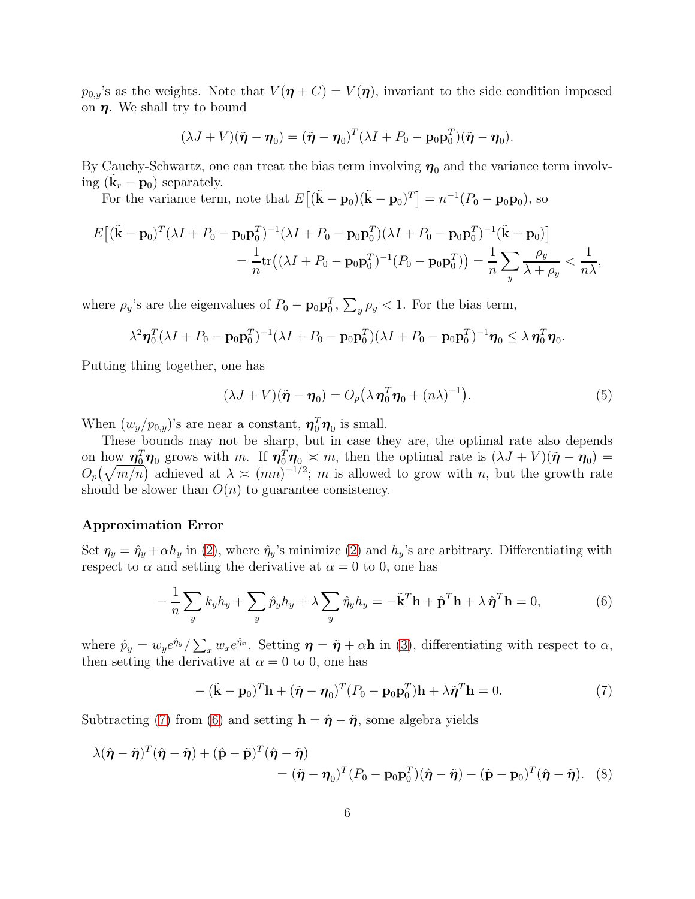$p_{0,y}$'s as the weights. Note that $V(\boldsymbol{\eta}+C)=V(\boldsymbol{\eta})$, invariant to the side condition imposed on $\boldsymbol{\eta}$. We shall try to bound

$$(\lambda J+V)(\tilde{\boldsymbol{\eta}}-\boldsymbol{\eta}_0)=(\tilde{\boldsymbol{\eta}}-\boldsymbol{\eta}_0)^T(\lambda I+P_0-\mathbf{p}_0\mathbf{p}_0^T)(\tilde{\boldsymbol{\eta}}-\boldsymbol{\eta}_0).$$

By Cauchy-Schwartz, one can treat the bias term involving $\boldsymbol{\eta}_0$ and the variance term involving $(\tilde{\mathbf{k}}_r-\mathbf{p}_0)$ separately.

For the variance term, note that $E\big[(\tilde{\mathbf{k}}-\mathbf{p}_0)(\tilde{\mathbf{k}}-\mathbf{p}_0)^T\big]=n^{-1}(P_0-\mathbf{p}_0\mathbf{p}_0)$, so

$$\begin{aligned}
E\big[(\tilde{\mathbf{k}}-\mathbf{p}_0)^T(\lambda I+P_0-\mathbf{p}_0\mathbf{p}_0^T)^{-1}(\lambda I+P_0-\mathbf{p}_0\mathbf{p}_0^T)(\lambda I+P_0-\mathbf{p}_0\mathbf{p}_0^T)^{-1}(\tilde{\mathbf{k}}-\mathbf{p}_0)\big]&\\
=\frac{1}{n}\mathrm{tr}\big((\lambda I+P_0-\mathbf{p}_0\mathbf{p}_0^T)^{-1}(P_0-\mathbf{p}_0\mathbf{p}_0^T)\big)=\frac{1}{n}\sum_y\frac{\rho_y}{\lambda+\rho_y}<\frac{1}{n\lambda},&
\end{aligned}$$

where $\rho_y$'s are the eigenvalues of $P_0-\mathbf{p}_0\mathbf{p}_0^T$, $\sum_y\rho_y<1$. For the bias term,

$$\lambda^2\boldsymbol{\eta}_0^T(\lambda I+P_0-\mathbf{p}_0\mathbf{p}_0^T)^{-1}(\lambda I+P_0-\mathbf{p}_0\mathbf{p}_0^T)(\lambda I+P_0-\mathbf{p}_0\mathbf{p}_0^T)^{-1}\boldsymbol{\eta}_0\le\lambda\,\boldsymbol{\eta}_0^T\boldsymbol{\eta}_0.$$

Putting thing together, one has

$$(\lambda J+V)(\tilde{\boldsymbol{\eta}}-\boldsymbol{\eta}_0)=O_p\big(\lambda\,\boldsymbol{\eta}_0^T\boldsymbol{\eta}_0+(n\lambda)^{-1}\big).\tag{5}$$

When $(w_y/p_{0,y})$'s are near a constant, $\boldsymbol{\eta}_0^T\boldsymbol{\eta}_0$ is small.

These bounds may not be sharp, but in case they are, the optimal rate also depends on how $\boldsymbol{\eta}_0^T\boldsymbol{\eta}_0$ grows with $m$. If $\boldsymbol{\eta}_0^T\boldsymbol{\eta}_0\asymp m$, then the optimal rate is $(\lambda J+V)(\tilde{\boldsymbol{\eta}}-\boldsymbol{\eta}_0)=O_p\big(\sqrt{m/n}\big)$ achieved at $\lambda\asymp(mn)^{-1/2}$; $m$ is allowed to grow with $n$, but the growth rate should be slower than $O(n)$ to guarantee consistency.

### Approximation Error

Set $\eta_y=\hat{\eta}_y+\alpha h_y$ in (2), where $\hat{\eta}_y$'s minimize (2) and $h_y$'s are arbitrary. Differentiating with respect to $\alpha$ and setting the derivative at $\alpha=0$ to 0, one has

$$-\frac{1}{n}\sum_y k_yh_y+\sum_y\hat{p}_yh_y+\lambda\sum_y\hat{\eta}_yh_y=-\tilde{\mathbf{k}}^T\mathbf{h}+\hat{\mathbf{p}}^T\mathbf{h}+\lambda\,\hat{\boldsymbol{\eta}}^T\mathbf{h}=0,\tag{6}$$

where $\hat{p}_y=w_ye^{\hat{\eta}_y}/\sum_x w_xe^{\hat{\eta}_x}$. Setting $\boldsymbol{\eta}=\tilde{\boldsymbol{\eta}}+\alpha\mathbf{h}$ in (3), differentiating with respect to $\alpha$, then setting the derivative at $\alpha=0$ to 0, one has

$$-(\tilde{\mathbf{k}}-\mathbf{p}_0)^T\mathbf{h}+(\tilde{\boldsymbol{\eta}}-\boldsymbol{\eta}_0)^T(P_0-\mathbf{p}_0\mathbf{p}_0^T)\mathbf{h}+\lambda\tilde{\boldsymbol{\eta}}^T\mathbf{h}=0.\tag{7}$$

Subtracting (7) from (6) and setting $\mathbf{h}=\hat{\boldsymbol{\eta}}-\tilde{\boldsymbol{\eta}}$, some algebra yields

$$\begin{aligned}
\lambda(\hat{\boldsymbol{\eta}}-\tilde{\boldsymbol{\eta}})^T(\hat{\boldsymbol{\eta}}-\tilde{\boldsymbol{\eta}})+(\hat{\mathbf{p}}-\tilde{\mathbf{p}})^T(\hat{\boldsymbol{\eta}}-\tilde{\boldsymbol{\eta}})&\\
=(\tilde{\boldsymbol{\eta}}-\boldsymbol{\eta}_0)^T(P_0-\mathbf{p}_0\mathbf{p}_0^T)(\hat{\boldsymbol{\eta}}-\tilde{\boldsymbol{\eta}})-(\tilde{\mathbf{p}}-\mathbf{p}_0)^T(\hat{\boldsymbol{\eta}}-\tilde{\boldsymbol{\eta}}).&
\end{aligned}\tag{8}$$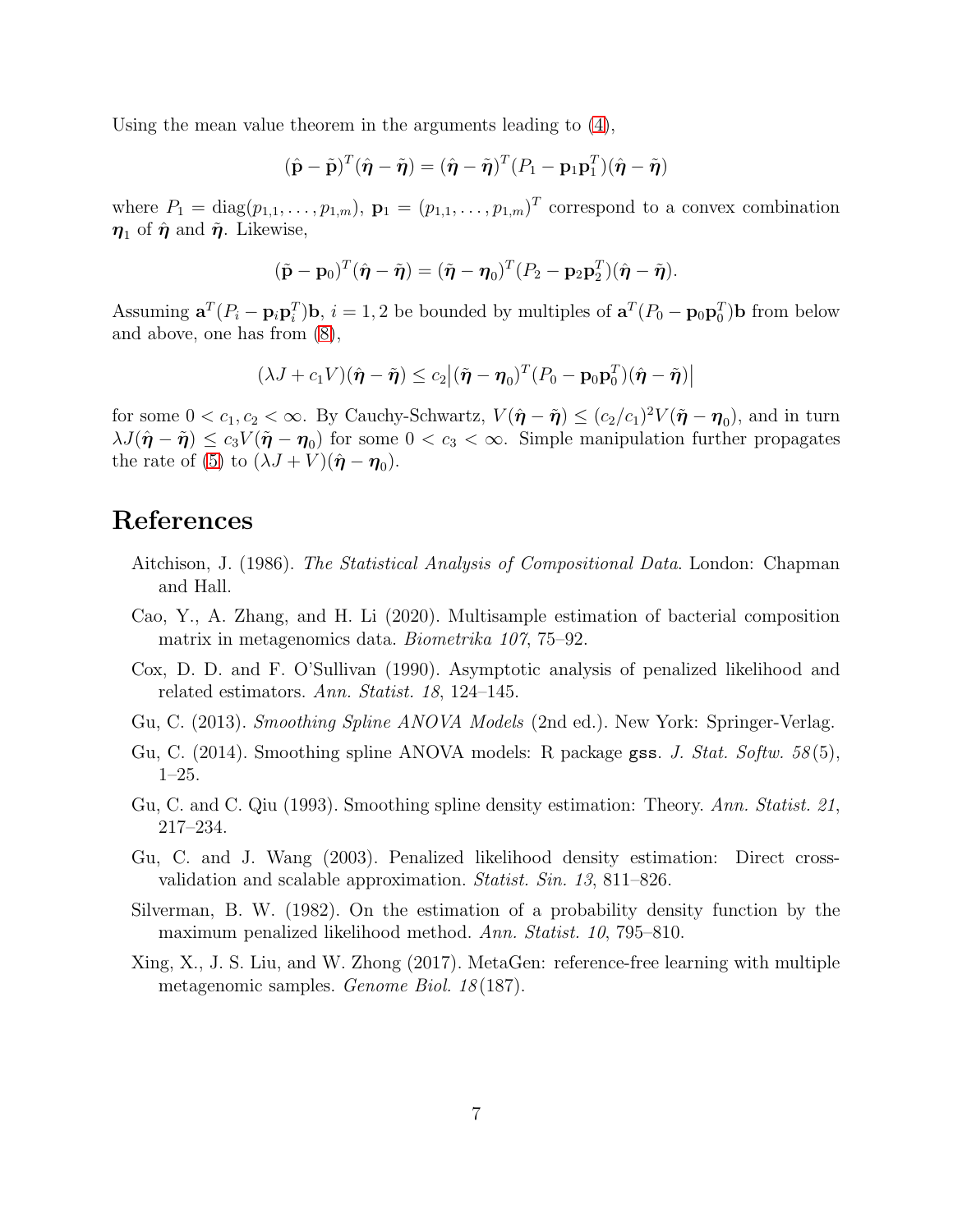Using the mean value theorem in the arguments leading to (4),

$$(\hat{\mathbf{p}} - \tilde{\mathbf{p}})^T(\hat{\boldsymbol{\eta}} - \tilde{\boldsymbol{\eta}}) = (\hat{\boldsymbol{\eta}} - \tilde{\boldsymbol{\eta}})^T(P_1 - \mathbf{p}_1\mathbf{p}_1^T)(\hat{\boldsymbol{\eta}} - \tilde{\boldsymbol{\eta}})$$

where $P_1 = \text{diag}(p_{1,1}, \ldots, p_{1,m})$, $\mathbf{p}_1 = (p_{1,1}, \ldots, p_{1,m})^T$ correspond to a convex combination $\boldsymbol{\eta}_1$ of $\hat{\boldsymbol{\eta}}$ and $\tilde{\boldsymbol{\eta}}$. Likewise,

$$(\tilde{\mathbf{p}} - \mathbf{p}_0)^T(\hat{\boldsymbol{\eta}} - \tilde{\boldsymbol{\eta}}) = (\tilde{\boldsymbol{\eta}} - \boldsymbol{\eta}_0)^T(P_2 - \mathbf{p}_2\mathbf{p}_2^T)(\hat{\boldsymbol{\eta}} - \tilde{\boldsymbol{\eta}}).$$

Assuming $\mathbf{a}^T(P_i - \mathbf{p}_i\mathbf{p}_i^T)\mathbf{b}$, $i = 1, 2$ be bounded by multiples of $\mathbf{a}^T(P_0 - \mathbf{p}_0\mathbf{p}_0^T)\mathbf{b}$ from below and above, one has from (8),

$$(\lambda J + c_1 V)(\hat{\boldsymbol{\eta}} - \tilde{\boldsymbol{\eta}}) \leq c_2 \big| (\tilde{\boldsymbol{\eta}} - \boldsymbol{\eta}_0)^T(P_0 - \mathbf{p}_0\mathbf{p}_0^T)(\hat{\boldsymbol{\eta}} - \tilde{\boldsymbol{\eta}}) \big|$$

for some $0 < c_1, c_2 < \infty$. By Cauchy-Schwartz, $V(\hat{\boldsymbol{\eta}} - \tilde{\boldsymbol{\eta}}) \leq (c_2/c_1)^2 V(\tilde{\boldsymbol{\eta}} - \boldsymbol{\eta}_0)$, and in turn $\lambda J(\hat{\boldsymbol{\eta}} - \tilde{\boldsymbol{\eta}}) \leq c_3 V(\tilde{\boldsymbol{\eta}} - \boldsymbol{\eta}_0)$ for some $0 < c_3 < \infty$. Simple manipulation further propagates the rate of (5) to $(\lambda J + V)(\hat{\boldsymbol{\eta}} - \boldsymbol{\eta}_0)$.

# References

Aitchison, J. (1986). *The Statistical Analysis of Compositional Data*. London: Chapman and Hall.

Cao, Y., A. Zhang, and H. Li (2020). Multisample estimation of bacterial composition matrix in metagenomics data. *Biometrika 107*, 75–92.

Cox, D. D. and F. O'Sullivan (1990). Asymptotic analysis of penalized likelihood and related estimators. *Ann. Statist. 18*, 124–145.

Gu, C. (2013). *Smoothing Spline ANOVA Models* (2nd ed.). New York: Springer-Verlag.

Gu, C. (2014). Smoothing spline ANOVA models: R package gss. *J. Stat. Softw. 58*(5), 1–25.

Gu, C. and C. Qiu (1993). Smoothing spline density estimation: Theory. *Ann. Statist. 21*, 217–234.

Gu, C. and J. Wang (2003). Penalized likelihood density estimation: Direct cross-validation and scalable approximation. *Statist. Sin. 13*, 811–826.

Silverman, B. W. (1982). On the estimation of a probability density function by the maximum penalized likelihood method. *Ann. Statist. 10*, 795–810.

Xing, X., J. S. Liu, and W. Zhong (2017). MetaGen: reference-free learning with multiple metagenomic samples. *Genome Biol. 18*(187).